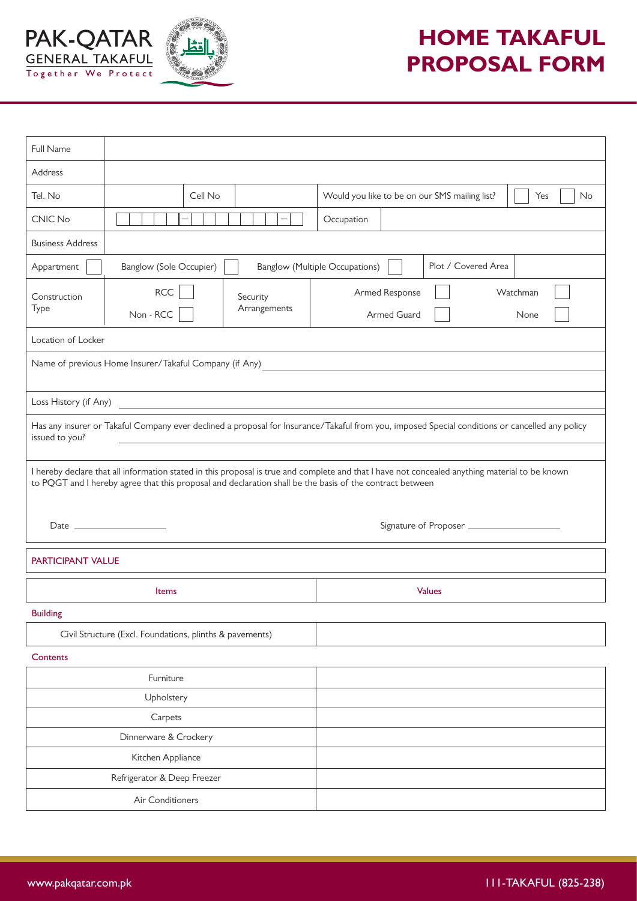PAK-QATAR
GENERAL TAKAFUL
Together We Protect

# HOME TAKAFUL PROPOSAL FORM

| | | | | | | | |
|---|---|---|---|---|---|---|---|
| Full Name | | | | | | | |
| Address | | | | | | | |
| Tel. No | | Cell No | | Would you like to be on our SMS mailing list? | | Yes | No |
| CNIC No | - - | | | Occupation | | | |
| Business Address | | | | | | | |
| Appartment | Banglow (Sole Occupier) | | Banglow (Multiple Occupations) | | Plot / Covered Area | | |
| Construction Type | RCC / Non - RCC | Security Arrangements | | Armed Response / Armed Guard | | Watchman / None | |

Location of Locker

Name of previous Home Insurer/Takaful Company (if Any) ______________________

Loss History (if Any) ______________________

Has any insurer or Takaful Company ever declined a proposal for Insurance/Takaful from you, imposed Special conditions or cancelled any policy issued to you? ______________________

I hereby declare that all information stated in this proposal is true and complete and that I have not concealed anything material to be known to PQGT and I hereby agree that this proposal and declaration shall be the basis of the contract between

Date ______________________ Signature of Proposer ______________________

## PARTICIPANT VALUE

| Items | Values |
|---|---|
| **Building** | |
| Civil Structure (Excl. Foundations, plinths & pavements) | |
| **Contents** | |
| Furniture | |
| Upholstery | |
| Carpets | |
| Dinnerware & Crockery | |
| Kitchen Appliance | |
| Refrigerator & Deep Freezer | |
| Air Conditioners | |

www.pakqatar.com.pk 111-TAKAFUL (825-238)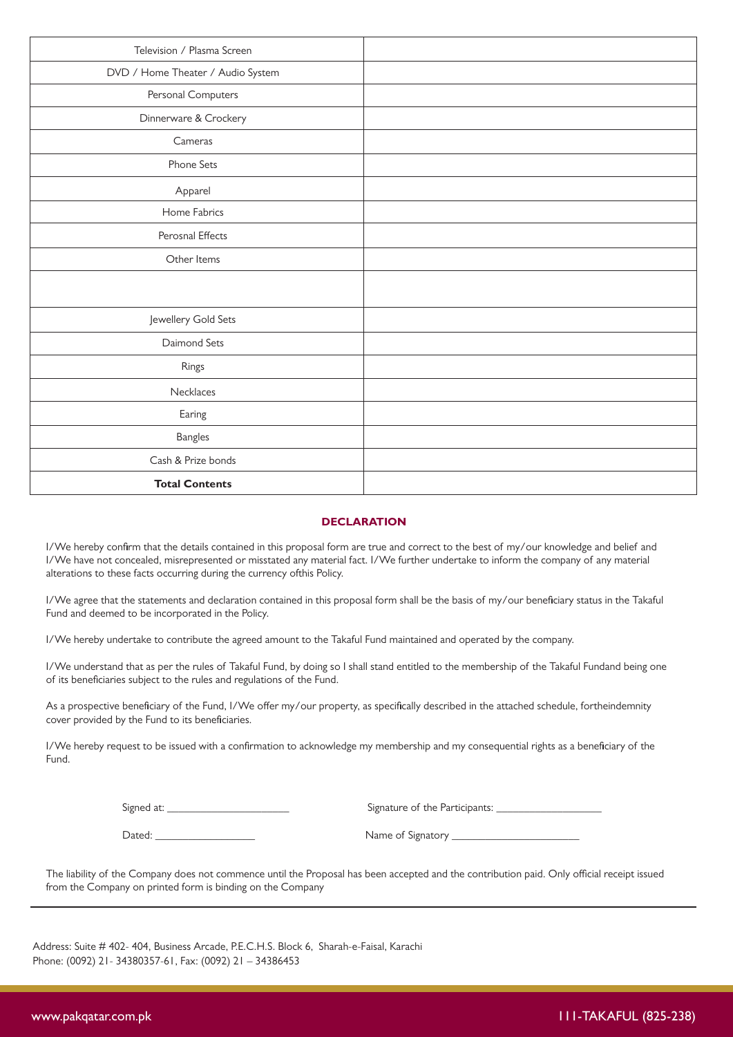| | |
|---|---|
| Television / Plasma Screen | |
| DVD / Home Theater / Audio System | |
| Personal Computers | |
| Dinnerware & Crockery | |
| Cameras | |
| Phone Sets | |
| Apparel | |
| Home Fabrics | |
| Perosnal Effects | |
| Other Items | |
| | |
| Jewellery Gold Sets | |
| Daimond Sets | |
| Rings | |
| Necklaces | |
| Earing | |
| Bangles | |
| Cash & Prize bonds | |
| **Total Contents** | |

## DECLARATION

I/We hereby confirm that the details contained in this proposal form are true and correct to the best of my/our knowledge and belief and I/We have not concealed, misrepresented or misstated any material fact. I/We further undertake to inform the company of any material alterations to these facts occurring during the currency ofthis Policy.

I/We agree that the statements and declaration contained in this proposal form shall be the basis of my/our beneficiary status in the Takaful Fund and deemed to be incorporated in the Policy.

I/We hereby undertake to contribute the agreed amount to the Takaful Fund maintained and operated by the company.

I/We understand that as per the rules of Takaful Fund, by doing so I shall stand entitled to the membership of the Takaful Fundand being one of its beneficiaries subject to the rules and regulations of the Fund.

As a prospective beneficiary of the Fund, I/We offer my/our property, as specifically described in the attached schedule, fortheindemnity cover provided by the Fund to its beneficiaries.

I/We hereby request to be issued with a confirmation to acknowledge my membership and my consequential rights as a beneficiary of the Fund.

Signed at: ______________________ Signature of the Participants: ___________________

Dated: __________________ Name of Signatory ______________________

The liability of the Company does not commence until the Proposal has been accepted and the contribution paid. Only official receipt issued from the Company on printed form is binding on the Company

Address: Suite # 402- 404, Business Arcade, P.E.C.H.S. Block 6, Sharah-e-Faisal, Karachi
Phone: (0092) 21- 34380357-61, Fax: (0092) 21 – 34386453

www.pakqatar.com.pk 111-TAKAFUL (825-238)